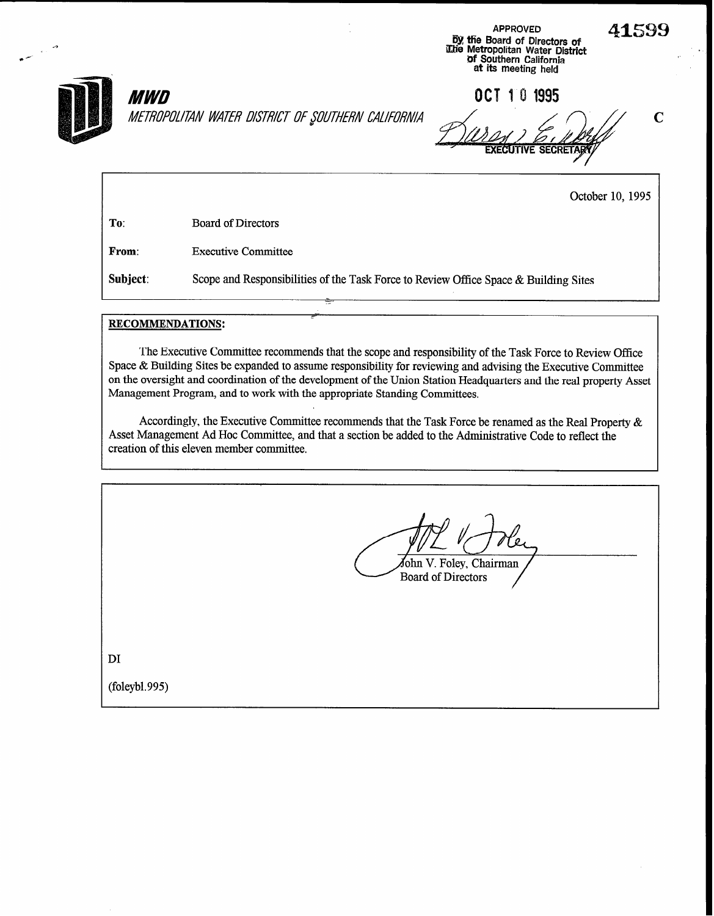APPROVED
by the Board of Directors of
The Metropolitan Water District
of Southern California
at its meeting held

OCT 10 1995

EXECUTIVE SECRETARY

41599

C

***MWD***

*METROPOLITAN WATER DISTRICT OF SOUTHERN CALIFORNIA*

October 10, 1995

**To:** Board of Directors

**From:** Executive Committee

**Subject:** Scope and Responsibilities of the Task Force to Review Office Space & Building Sites

**RECOMMENDATIONS:**

The Executive Committee recommends that the scope and responsibility of the Task Force to Review Office Space & Building Sites be expanded to assume responsibility for reviewing and advising the Executive Committee on the oversight and coordination of the development of the Union Station Headquarters and the real property Asset Management Program, and to work with the appropriate Standing Committees.

Accordingly, the Executive Committee recommends that the Task Force be renamed as the Real Property & Asset Management Ad Hoc Committee, and that a section be added to the Administrative Code to reflect the creation of this eleven member committee.

John V. Foley, Chairman
Board of Directors

DI

(foleybl.995)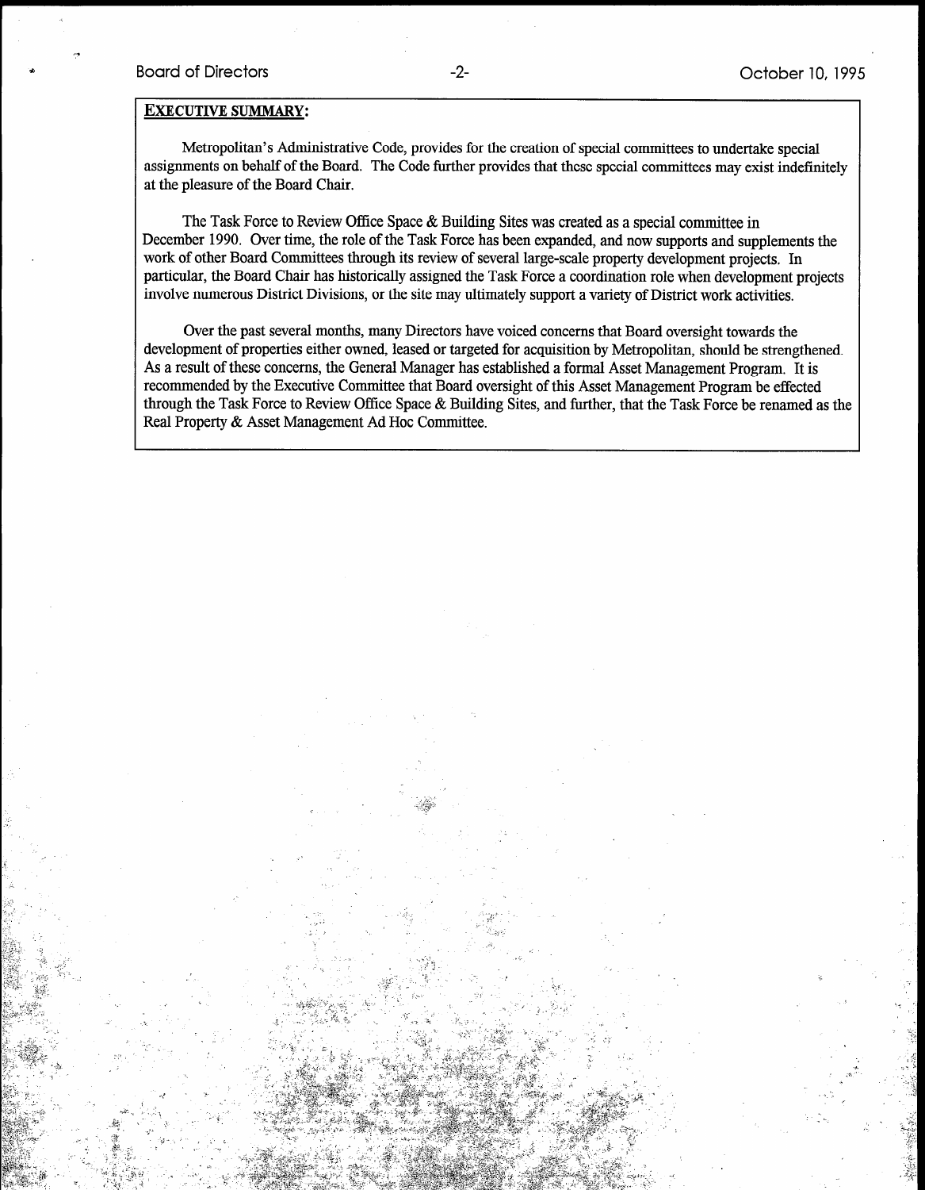**EXECUTIVE SUMMARY:**

Metropolitan's Administrative Code, provides for the creation of special committees to undertake special assignments on behalf of the Board. The Code further provides that these special committees may exist indefinitely at the pleasure of the Board Chair.

The Task Force to Review Office Space & Building Sites was created as a special committee in December 1990. Over time, the role of the Task Force has been expanded, and now supports and supplements the work of other Board Committees through its review of several large-scale property development projects. In particular, the Board Chair has historically assigned the Task Force a coordination role when development projects involve numerous District Divisions, or the site may ultimately support a variety of District work activities.

Over the past several months, many Directors have voiced concerns that Board oversight towards the development of properties either owned, leased or targeted for acquisition by Metropolitan, should be strengthened. As a result of these concerns, the General Manager has established a formal Asset Management Program. It is recommended by the Executive Committee that Board oversight of this Asset Management Program be effected through the Task Force to Review Office Space & Building Sites, and further, that the Task Force be renamed as the Real Property & Asset Management Ad Hoc Committee.